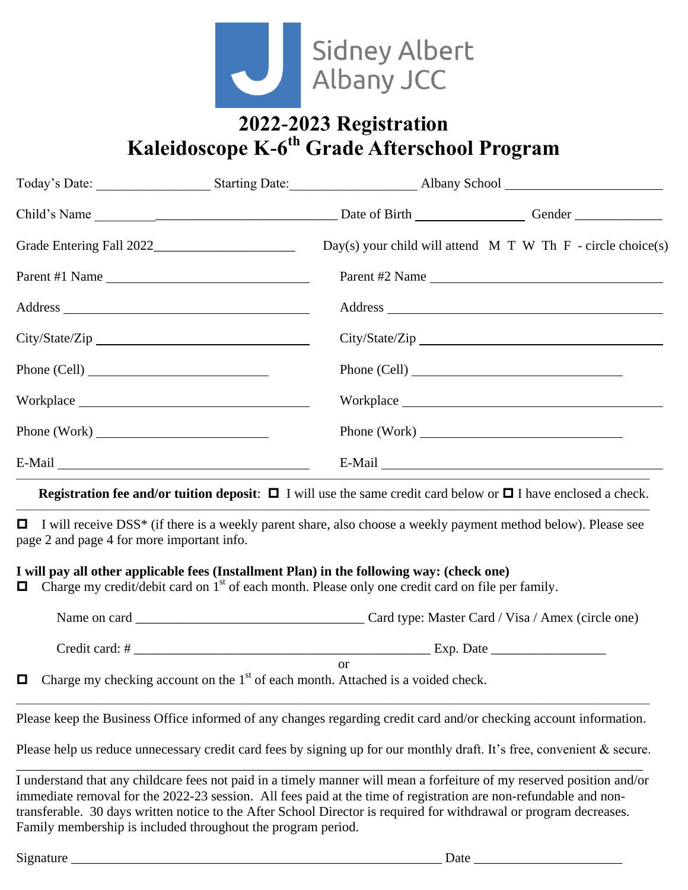Sidney Albert Albany JCC

# 2022-2023 Registration
# Kaleidoscope K-6th Grade Afterschool Program

Today's Date: ________________ Starting Date: __________________ Albany School ______________________

Child's Name ____________________________________ Date of Birth ________________ Gender ____________

Grade Entering Fall 2022____________________ Day(s) your child will attend M T W Th F - circle choice(s)

Parent #1 Name ______________________________ Parent #2 Name ______________________________

Address ______________________________ Address ______________________________

City/State/Zip ______________________________ City/State/Zip ______________________________

Phone (Cell) __________________________ Phone (Cell) ______________________________

Workplace ______________________________ Workplace ______________________________

Phone (Work) __________________________ Phone (Work) ______________________________

E-Mail ______________________________ E-Mail ______________________________

---

**Registration fee and/or tuition deposit**: ☐ I will use the same credit card below or ☐ I have enclosed a check.

---

☐ I will receive DSS* (if there is a weekly parent share, also choose a weekly payment method below). Please see page 2 and page 4 for more important info.

**I will pay all other applicable fees (Installment Plan) in the following way: (check one)**

☐ Charge my credit/debit card on 1st of each month. Please only one credit card on file per family.

Name on card ________________________________ Card type: Master Card / Visa / Amex (circle one)

Credit card: # ________________________________________ Exp. Date ________________

or

☐ Charge my checking account on the 1st of each month. Attached is a voided check.

---

Please keep the Business Office informed of any changes regarding credit card and/or checking account information.

Please help us reduce unnecessary credit card fees by signing up for our monthly draft. It's free, convenient & secure.

---

I understand that any childcare fees not paid in a timely manner will mean a forfeiture of my reserved position and/or immediate removal for the 2022-23 session. All fees paid at the time of registration are non-refundable and non-transferable. 30 days written notice to the After School Director is required for withdrawal or program decreases. Family membership is included throughout the program period.

Signature ______________________________________________________ Date ____________________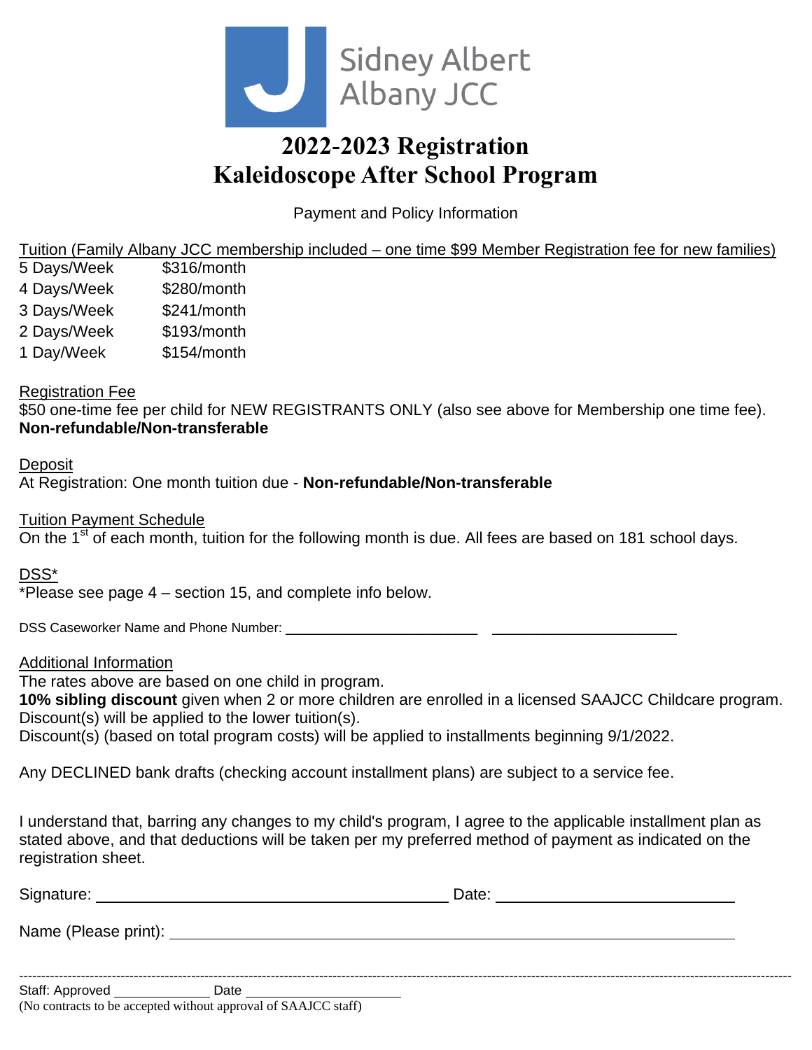Sidney Albert Albany JCC

# 2022-2023 Registration
# Kaleidoscope After School Program

Payment and Policy Information

Tuition (Family Albany JCC membership included – one time $99 Member Registration fee for new families)

| | |
|---|---|
| 5 Days/Week | $316/month |
| 4 Days/Week | $280/month |
| 3 Days/Week | $241/month |
| 2 Days/Week | $193/month |
| 1 Day/Week | $154/month |

Registration Fee

$50 one-time fee per child for NEW REGISTRANTS ONLY (also see above for Membership one time fee). **Non-refundable/Non-transferable**

Deposit

At Registration: One month tuition due - **Non-refundable/Non-transferable**

Tuition Payment Schedule

On the 1st of each month, tuition for the following month is due. All fees are based on 181 school days.

DSS*

*Please see page 4 – section 15, and complete info below.

DSS Caseworker Name and Phone Number: ________________________ ______________________

Additional Information

The rates above are based on one child in program.

**10% sibling discount** given when 2 or more children are enrolled in a licensed SAAJCC Childcare program. Discount(s) will be applied to the lower tuition(s).

Discount(s) (based on total program costs) will be applied to installments beginning 9/1/2022.

Any DECLINED bank drafts (checking account installment plans) are subject to a service fee.

I understand that, barring any changes to my child's program, I agree to the applicable installment plan as stated above, and that deductions will be taken per my preferred method of payment as indicated on the registration sheet.

Signature: ________________________________ Date: ______________________

Name (Please print): ______________________________________________

---

Staff: Approved ____________ Date ____________________

(No contracts to be accepted without approval of SAAJCC staff)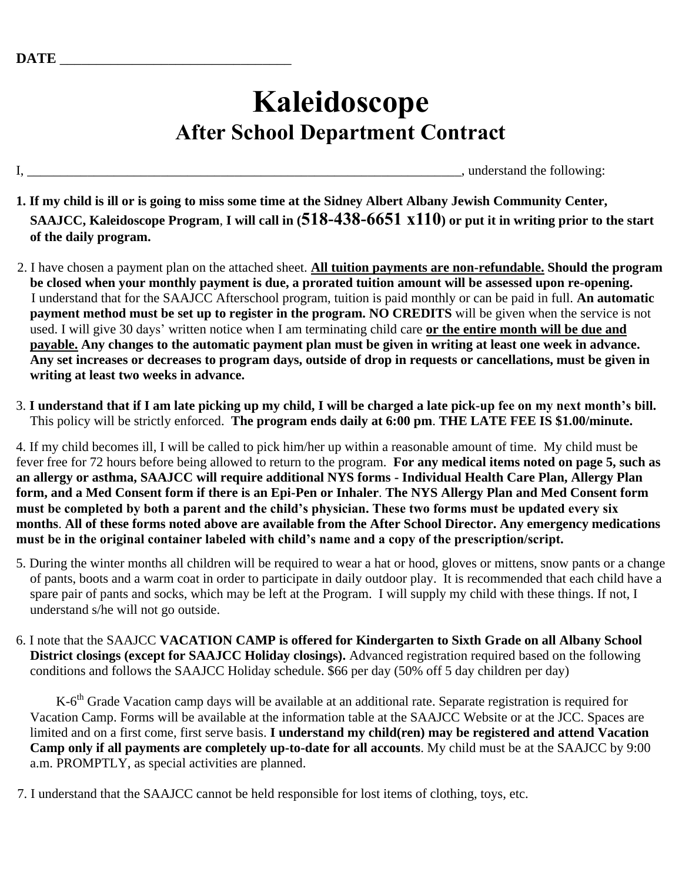**DATE** ________________________________

# Kaleidoscope

## After School Department Contract

I, ____________________________________________________________________, understand the following:

1. **If my child is ill or is going to miss some time at the Sidney Albert Albany Jewish Community Center, SAAJCC, Kaleidoscope Program**, **I will call in (518-438-6651 x110) or put it in writing prior to the start of the daily program.**

2. I have chosen a payment plan on the attached sheet. **All tuition payments are non-refundable. Should the program be closed when your monthly payment is due, a prorated tuition amount will be assessed upon re-opening.** I understand that for the SAAJCC Afterschool program, tuition is paid monthly or can be paid in full. **An automatic payment method must be set up to register in the program. NO CREDITS** will be given when the service is not used. I will give 30 days' written notice when I am terminating child care **or the entire month will be due and payable. Any changes to the automatic payment plan must be given in writing at least one week in advance. Any set increases or decreases to program days, outside of drop in requests or cancellations, must be given in writing at least two weeks in advance.**

3. **I understand that if I am late picking up my child, I will be charged a late pick-up fee on my next month's bill.** This policy will be strictly enforced. **The program ends daily at 6:00 pm**. **THE LATE FEE IS $1.00/minute.**

4. If my child becomes ill, I will be called to pick him/her up within a reasonable amount of time. My child must be fever free for 72 hours before being allowed to return to the program. **For any medical items noted on page 5, such as an allergy or asthma, SAAJCC will require additional NYS forms - Individual Health Care Plan, Allergy Plan form, and a Med Consent form if there is an Epi-Pen or Inhaler**. **The NYS Allergy Plan and Med Consent form must be completed by both a parent and the child's physician. These two forms must be updated every six months**. **All of these forms noted above are available from the After School Director. Any emergency medications must be in the original container labeled with child's name and a copy of the prescription/script.**

5. During the winter months all children will be required to wear a hat or hood, gloves or mittens, snow pants or a change of pants, boots and a warm coat in order to participate in daily outdoor play. It is recommended that each child have a spare pair of pants and socks, which may be left at the Program. I will supply my child with these things. If not, I understand s/he will not go outside.

6. I note that the SAAJCC **VACATION CAMP is offered for Kindergarten to Sixth Grade on all Albany School District closings (except for SAAJCC Holiday closings).** Advanced registration required based on the following conditions and follows the SAAJCC Holiday schedule. $66 per day (50% off 5 day children per day)

   K-6th Grade Vacation camp days will be available at an additional rate. Separate registration is required for Vacation Camp. Forms will be available at the information table at the SAAJCC Website or at the JCC. Spaces are limited and on a first come, first serve basis. **I understand my child(ren) may be registered and attend Vacation Camp only if all payments are completely up-to-date for all accounts**. My child must be at the SAAJCC by 9:00 a.m. PROMPTLY, as special activities are planned.

7. I understand that the SAAJCC cannot be held responsible for lost items of clothing, toys, etc.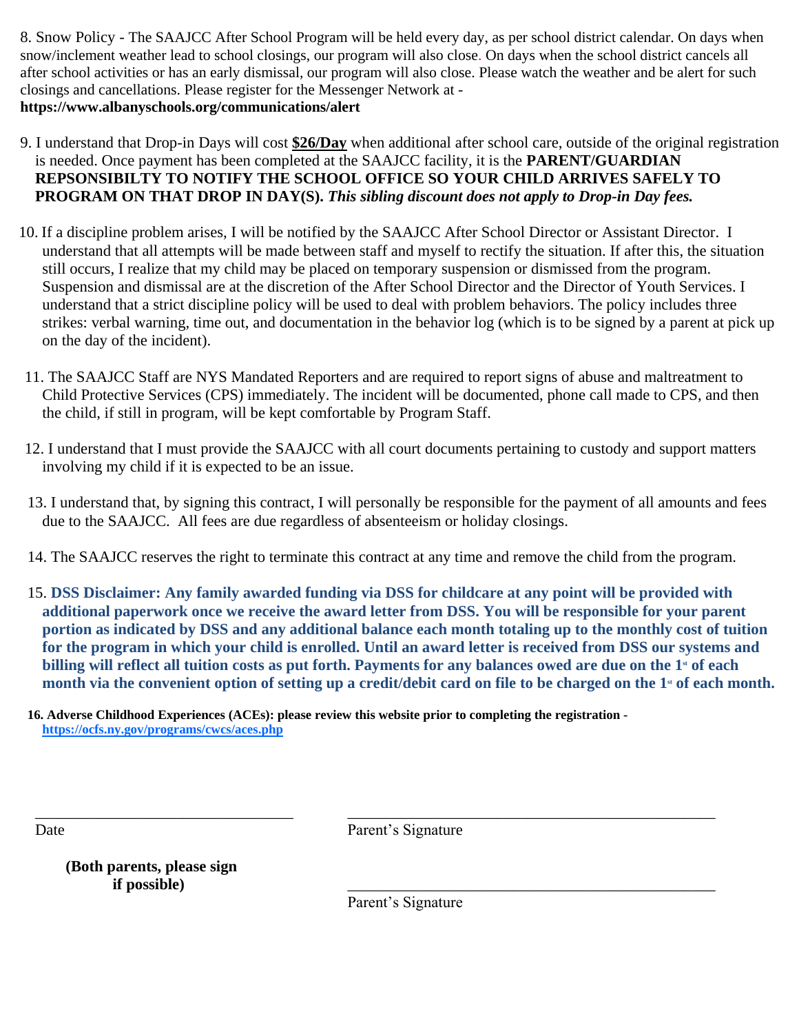8. Snow Policy - The SAAJCC After School Program will be held every day, as per school district calendar. On days when snow/inclement weather lead to school closings, our program will also close. On days when the school district cancels all after school activities or has an early dismissal, our program will also close. Please watch the weather and be alert for such closings and cancellations. Please register for the Messenger Network at - **https://www.albanyschools.org/communications/alert**

9. I understand that Drop-in Days will cost **$26/Day** when additional after school care, outside of the original registration is needed. Once payment has been completed at the SAAJCC facility, it is the **PARENT/GUARDIAN REPSONSIBILTY TO NOTIFY THE SCHOOL OFFICE SO YOUR CHILD ARRIVES SAFELY TO PROGRAM ON THAT DROP IN DAY(S).** ***This sibling discount does not apply to Drop-in Day fees.***

10. If a discipline problem arises, I will be notified by the SAAJCC After School Director or Assistant Director. I understand that all attempts will be made between staff and myself to rectify the situation. If after this, the situation still occurs, I realize that my child may be placed on temporary suspension or dismissed from the program. Suspension and dismissal are at the discretion of the After School Director and the Director of Youth Services. I understand that a strict discipline policy will be used to deal with problem behaviors. The policy includes three strikes: verbal warning, time out, and documentation in the behavior log (which is to be signed by a parent at pick up on the day of the incident).

11. The SAAJCC Staff are NYS Mandated Reporters and are required to report signs of abuse and maltreatment to Child Protective Services (CPS) immediately. The incident will be documented, phone call made to CPS, and then the child, if still in program, will be kept comfortable by Program Staff.

12. I understand that I must provide the SAAJCC with all court documents pertaining to custody and support matters involving my child if it is expected to be an issue.

13. I understand that, by signing this contract, I will personally be responsible for the payment of all amounts and fees due to the SAAJCC. All fees are due regardless of absenteeism or holiday closings.

14. The SAAJCC reserves the right to terminate this contract at any time and remove the child from the program.

15. **DSS Disclaimer: Any family awarded funding via DSS for childcare at any point will be provided with additional paperwork once we receive the award letter from DSS. You will be responsible for your parent portion as indicated by DSS and any additional balance each month totaling up to the monthly cost of tuition for the program in which your child is enrolled. Until an award letter is received from DSS our systems and billing will reflect all tuition costs as put forth. Payments for any balances owed are due on the 1st of each month via the convenient option of setting up a credit/debit card on file to be charged on the 1st of each month.**

16. **Adverse Childhood Experiences (ACEs): please review this website prior to completing the registration - https://ocfs.ny.gov/programs/cwcs/aces.php**

\_\_\_\_\_\_\_\_\_\_\_\_\_\_\_\_\_\_\_\_\_\_\_\_\_\_\_\_\_\_\_\_\_\_ \_\_\_\_\_\_\_\_\_\_\_\_\_\_\_\_\_\_\_\_\_\_\_\_\_\_\_\_\_\_\_\_\_\_\_\_\_\_\_\_\_\_\_\_\_\_

Date Parent's Signature

**(Both parents, please sign if possible)**

\_\_\_\_\_\_\_\_\_\_\_\_\_\_\_\_\_\_\_\_\_\_\_\_\_\_\_\_\_\_\_\_\_\_\_\_\_\_\_\_\_\_\_\_\_\_

Parent's Signature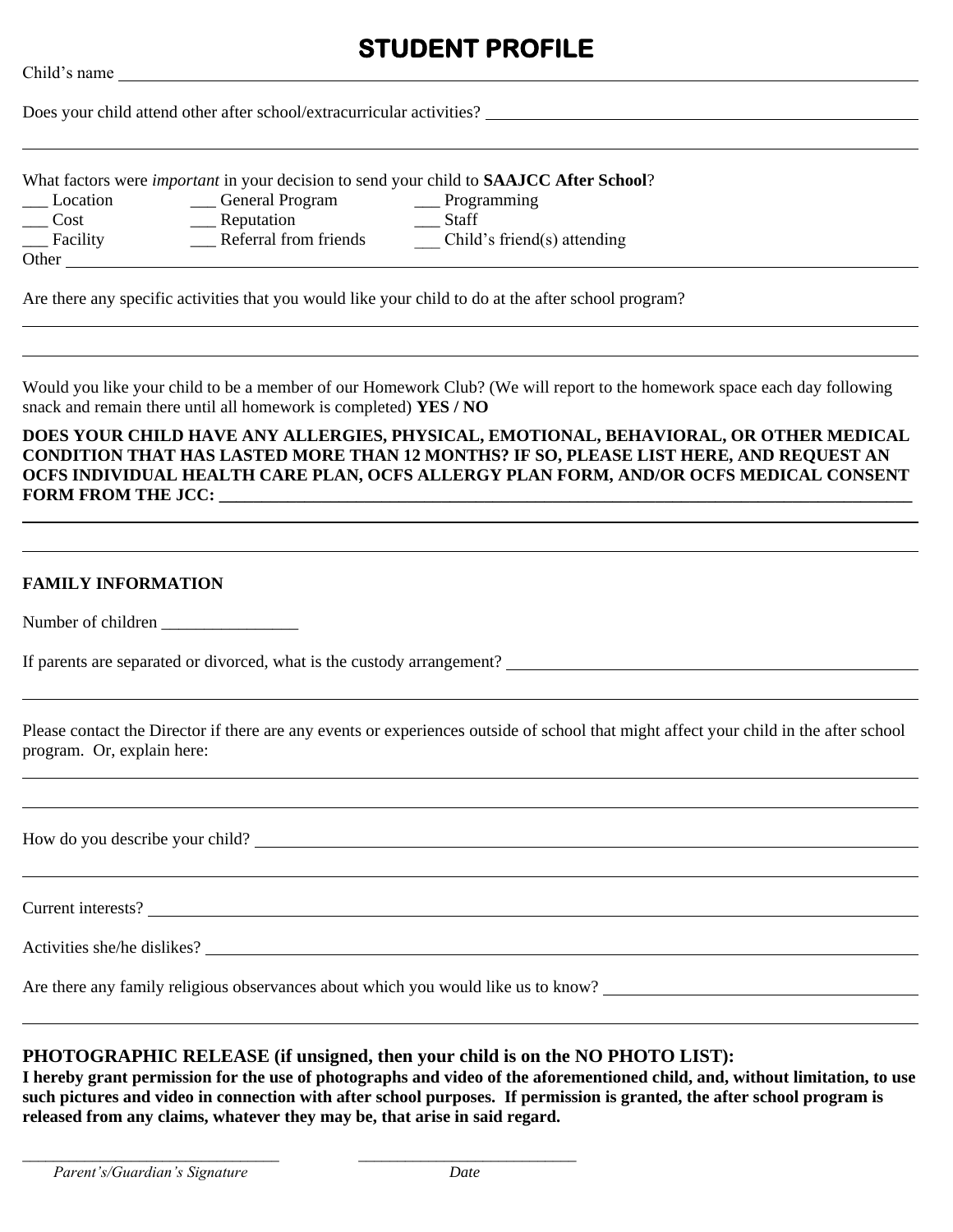# STUDENT PROFILE

Child's name ______________________________________________________________

Does your child attend other after school/extracurricular activities? ______________________________

______________________________________________________________________________

What factors were *important* in your decision to send your child to **SAAJCC After School**?

___ Location ___ General Program ___ Programming
___ Cost ___ Reputation ___ Staff
___ Facility ___ Referral from friends ___ Child's friend(s) attending
Other ______________________________________________________________________

Are there any specific activities that you would like your child to do at the after school program?

______________________________________________________________________________

______________________________________________________________________________

Would you like your child to be a member of our Homework Club? (We will report to the homework space each day following snack and remain there until all homework is completed) **YES / NO**

**DOES YOUR CHILD HAVE ANY ALLERGIES, PHYSICAL, EMOTIONAL, BEHAVIORAL, OR OTHER MEDICAL CONDITION THAT HAS LASTED MORE THAN 12 MONTHS? IF SO, PLEASE LIST HERE, AND REQUEST AN OCFS INDIVIDUAL HEALTH CARE PLAN, OCFS ALLERGY PLAN FORM, AND/OR OCFS MEDICAL CONSENT FORM FROM THE JCC:** ______________________________________________

______________________________________________________________________________

______________________________________________________________________________

**FAMILY INFORMATION**

Number of children ________________

If parents are separated or divorced, what is the custody arrangement? ______________________________

______________________________________________________________________________

Please contact the Director if there are any events or experiences outside of school that might affect your child in the after school program. Or, explain here:

______________________________________________________________________________

______________________________________________________________________________

How do you describe your child? _____________________________________________________

______________________________________________________________________________

Current interests? __________________________________________________________________

Activities she/he dislikes? ____________________________________________________________

Are there any family religious observances about which you would like us to know? ____________________

______________________________________________________________________________

**PHOTOGRAPHIC RELEASE (if unsigned, then your child is on the NO PHOTO LIST):**
**I hereby grant permission for the use of photographs and video of the aforementioned child, and, without limitation, to use such pictures and video in connection with after school purposes. If permission is granted, the after school program is released from any claims, whatever they may be, that arise in said regard.**

_______________________________ ___________________________
*Parent's/Guardian's Signature* *Date*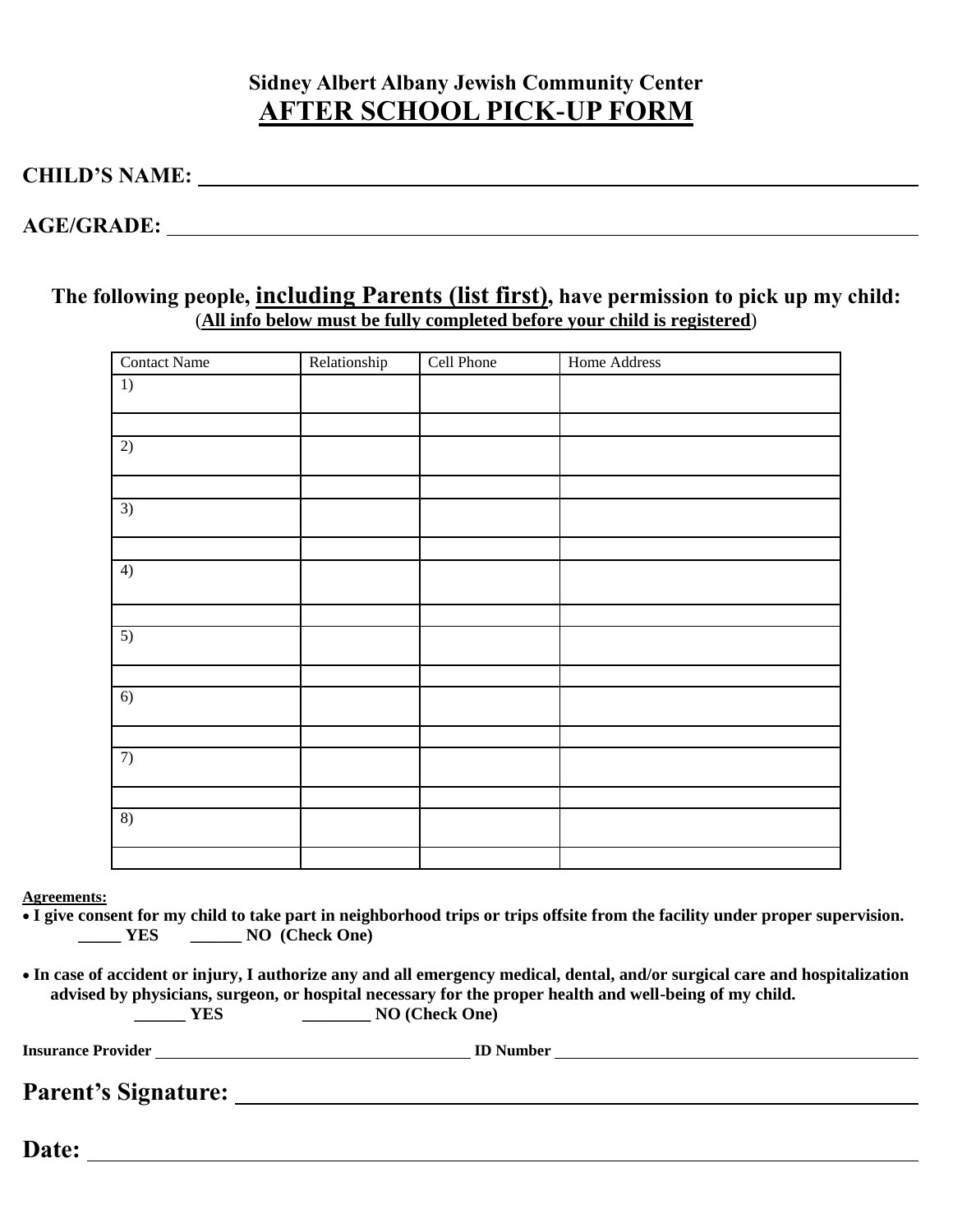**Sidney Albert Albany Jewish Community Center**

# AFTER SCHOOL PICK-UP FORM

**CHILD'S NAME:** ______________________________________________

**AGE/GRADE:** ______________________________________________

**The following people, including Parents (list first), have permission to pick up my child:**
(**All info below must be fully completed before your child is registered**)

| Contact Name | Relationship | Cell Phone | Home Address |
|---|---|---|---|
| 1) | | | |
| | | | |
| 2) | | | |
| | | | |
| 3) | | | |
| | | | |
| 4) | | | |
| | | | |
| 5) | | | |
| | | | |
| 6) | | | |
| | | | |
| 7) | | | |
| | | | |
| 8) | | | |
| | | | |

**Agreements:**

- **I give consent for my child to take part in neighborhood trips or trips offsite from the facility under proper supervision.**
  **_____ YES ______ NO (Check One)**

- **In case of accident or injury, I authorize any and all emergency medical, dental, and/or surgical care and hospitalization advised by physicians, surgeon, or hospital necessary for the proper health and well-being of my child.**
  **______ YES ________ NO (Check One)**

**Insurance Provider** ______________________ **ID Number** ______________________

**Parent's Signature:** ______________________________________________

**Date:** ______________________________________________